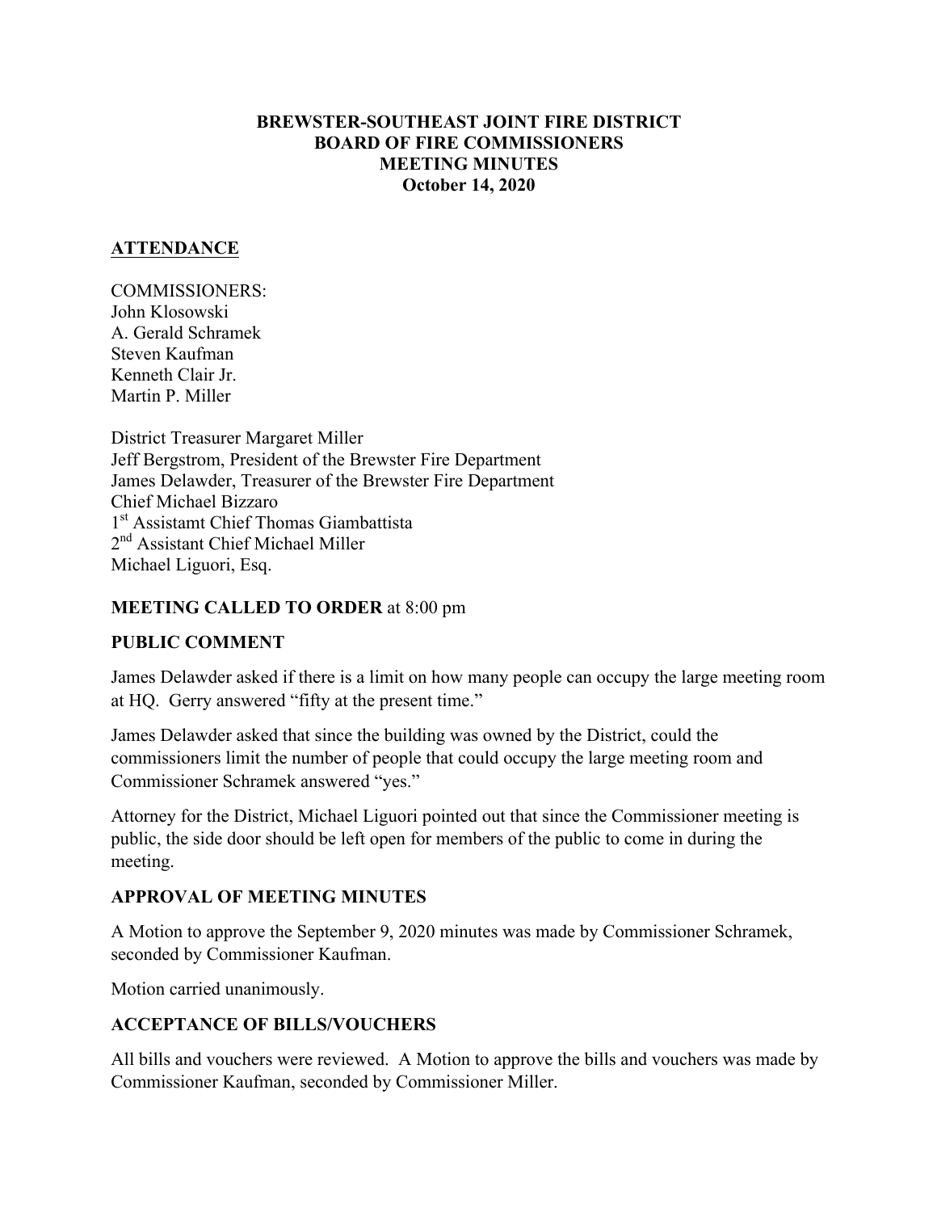**BREWSTER-SOUTHEAST JOINT FIRE DISTRICT**
**BOARD OF FIRE COMMISSIONERS**
**MEETING MINUTES**
**October 14, 2020**

## ATTENDANCE

COMMISSIONERS:
John Klosowski
A. Gerald Schramek
Steven Kaufman
Kenneth Clair Jr.
Martin P. Miller

District Treasurer Margaret Miller
Jeff Bergstrom, President of the Brewster Fire Department
James Delawder, Treasurer of the Brewster Fire Department
Chief Michael Bizzaro
1st Assistamt Chief Thomas Giambattista
2nd Assistant Chief Michael Miller
Michael Liguori, Esq.

**MEETING CALLED TO ORDER** at 8:00 pm

## PUBLIC COMMENT

James Delawder asked if there is a limit on how many people can occupy the large meeting room at HQ. Gerry answered "fifty at the present time."

James Delawder asked that since the building was owned by the District, could the commissioners limit the number of people that could occupy the large meeting room and Commissioner Schramek answered "yes."

Attorney for the District, Michael Liguori pointed out that since the Commissioner meeting is public, the side door should be left open for members of the public to come in during the meeting.

## APPROVAL OF MEETING MINUTES

A Motion to approve the September 9, 2020 minutes was made by Commissioner Schramek, seconded by Commissioner Kaufman.

Motion carried unanimously.

## ACCEPTANCE OF BILLS/VOUCHERS

All bills and vouchers were reviewed. A Motion to approve the bills and vouchers was made by Commissioner Kaufman, seconded by Commissioner Miller.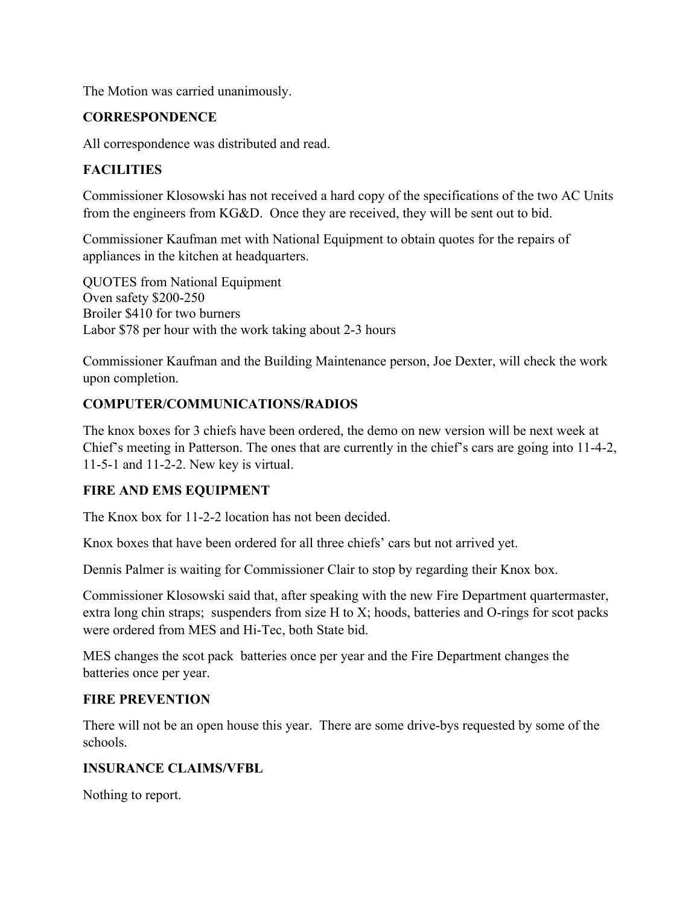The Motion was carried unanimously.

**CORRESPONDENCE**

All correspondence was distributed and read.

**FACILITIES**

Commissioner Klosowski has not received a hard copy of the specifications of the two AC Units from the engineers from KG&D. Once they are received, they will be sent out to bid.

Commissioner Kaufman met with National Equipment to obtain quotes for the repairs of appliances in the kitchen at headquarters.

QUOTES from National Equipment
Oven safety $200-250
Broiler $410 for two burners
Labor $78 per hour with the work taking about 2-3 hours

Commissioner Kaufman and the Building Maintenance person, Joe Dexter, will check the work upon completion.

**COMPUTER/COMMUNICATIONS/RADIOS**

The knox boxes for 3 chiefs have been ordered, the demo on new version will be next week at Chief's meeting in Patterson. The ones that are currently in the chief's cars are going into 11-4-2, 11-5-1 and 11-2-2. New key is virtual.

**FIRE AND EMS EQUIPMENT**

The Knox box for 11-2-2 location has not been decided.

Knox boxes that have been ordered for all three chiefs' cars but not arrived yet.

Dennis Palmer is waiting for Commissioner Clair to stop by regarding their Knox box.

Commissioner Klosowski said that, after speaking with the new Fire Department quartermaster, extra long chin straps; suspenders from size H to X; hoods, batteries and O-rings for scot packs were ordered from MES and Hi-Tec, both State bid.

MES changes the scot pack batteries once per year and the Fire Department changes the batteries once per year.

**FIRE PREVENTION**

There will not be an open house this year. There are some drive-bys requested by some of the schools.

**INSURANCE CLAIMS/VFBL**

Nothing to report.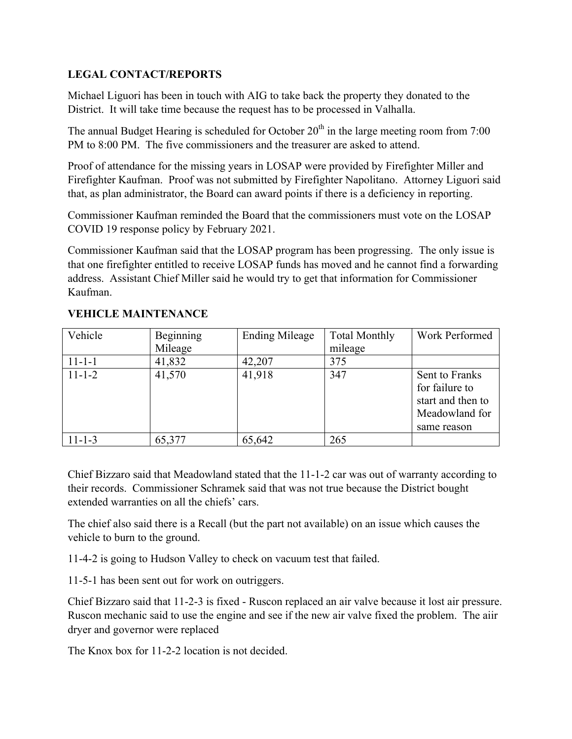**LEGAL CONTACT/REPORTS**

Michael Liguori has been in touch with AIG to take back the property they donated to the District. It will take time because the request has to be processed in Valhalla.

The annual Budget Hearing is scheduled for October 20th in the large meeting room from 7:00 PM to 8:00 PM. The five commissioners and the treasurer are asked to attend.

Proof of attendance for the missing years in LOSAP were provided by Firefighter Miller and Firefighter Kaufman. Proof was not submitted by Firefighter Napolitano. Attorney Liguori said that, as plan administrator, the Board can award points if there is a deficiency in reporting.

Commissioner Kaufman reminded the Board that the commissioners must vote on the LOSAP COVID 19 response policy by February 2021.

Commissioner Kaufman said that the LOSAP program has been progressing. The only issue is that one firefighter entitled to receive LOSAP funds has moved and he cannot find a forwarding address. Assistant Chief Miller said he would try to get that information for Commissioner Kaufman.

**VEHICLE MAINTENANCE**

| Vehicle | Beginning Mileage | Ending Mileage | Total Monthly mileage | Work Performed |
|---|---|---|---|---|
| 11-1-1 | 41,832 | 42,207 | 375 | |
| 11-1-2 | 41,570 | 41,918 | 347 | Sent to Franks for failure to start and then to Meadowland for same reason |
| 11-1-3 | 65,377 | 65,642 | 265 | |

Chief Bizzaro said that Meadowland stated that the 11-1-2 car was out of warranty according to their records. Commissioner Schramek said that was not true because the District bought extended warranties on all the chiefs' cars.

The chief also said there is a Recall (but the part not available) on an issue which causes the vehicle to burn to the ground.

11-4-2 is going to Hudson Valley to check on vacuum test that failed.

11-5-1 has been sent out for work on outriggers.

Chief Bizzaro said that 11-2-3 is fixed - Ruscon replaced an air valve because it lost air pressure. Ruscon mechanic said to use the engine and see if the new air valve fixed the problem. The aiir dryer and governor were replaced

The Knox box for 11-2-2 location is not decided.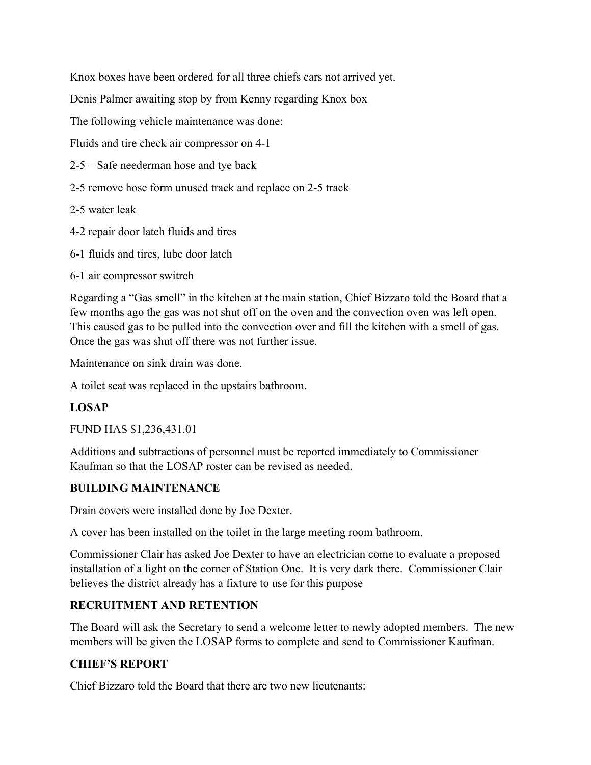Knox boxes have been ordered for all three chiefs cars not arrived yet.

Denis Palmer awaiting stop by from Kenny regarding Knox box

The following vehicle maintenance was done:

Fluids and tire check air compressor on 4-1

2-5 – Safe neederman hose and tye back

2-5 remove hose form unused track and replace on 2-5 track

2-5 water leak

4-2 repair door latch fluids and tires

6-1 fluids and tires, lube door latch

6-1 air compressor switrch

Regarding a "Gas smell" in the kitchen at the main station, Chief Bizzaro told the Board that a few months ago the gas was not shut off on the oven and the convection oven was left open. This caused gas to be pulled into the convection over and fill the kitchen with a smell of gas. Once the gas was shut off there was not further issue.

Maintenance on sink drain was done.

A toilet seat was replaced in the upstairs bathroom.

**LOSAP**

FUND HAS $1,236,431.01

Additions and subtractions of personnel must be reported immediately to Commissioner Kaufman so that the LOSAP roster can be revised as needed.

**BUILDING MAINTENANCE**

Drain covers were installed done by Joe Dexter.

A cover has been installed on the toilet in the large meeting room bathroom.

Commissioner Clair has asked Joe Dexter to have an electrician come to evaluate a proposed installation of a light on the corner of Station One. It is very dark there. Commissioner Clair believes the district already has a fixture to use for this purpose

**RECRUITMENT AND RETENTION**

The Board will ask the Secretary to send a welcome letter to newly adopted members. The new members will be given the LOSAP forms to complete and send to Commissioner Kaufman.

**CHIEF'S REPORT**

Chief Bizzaro told the Board that there are two new lieutenants: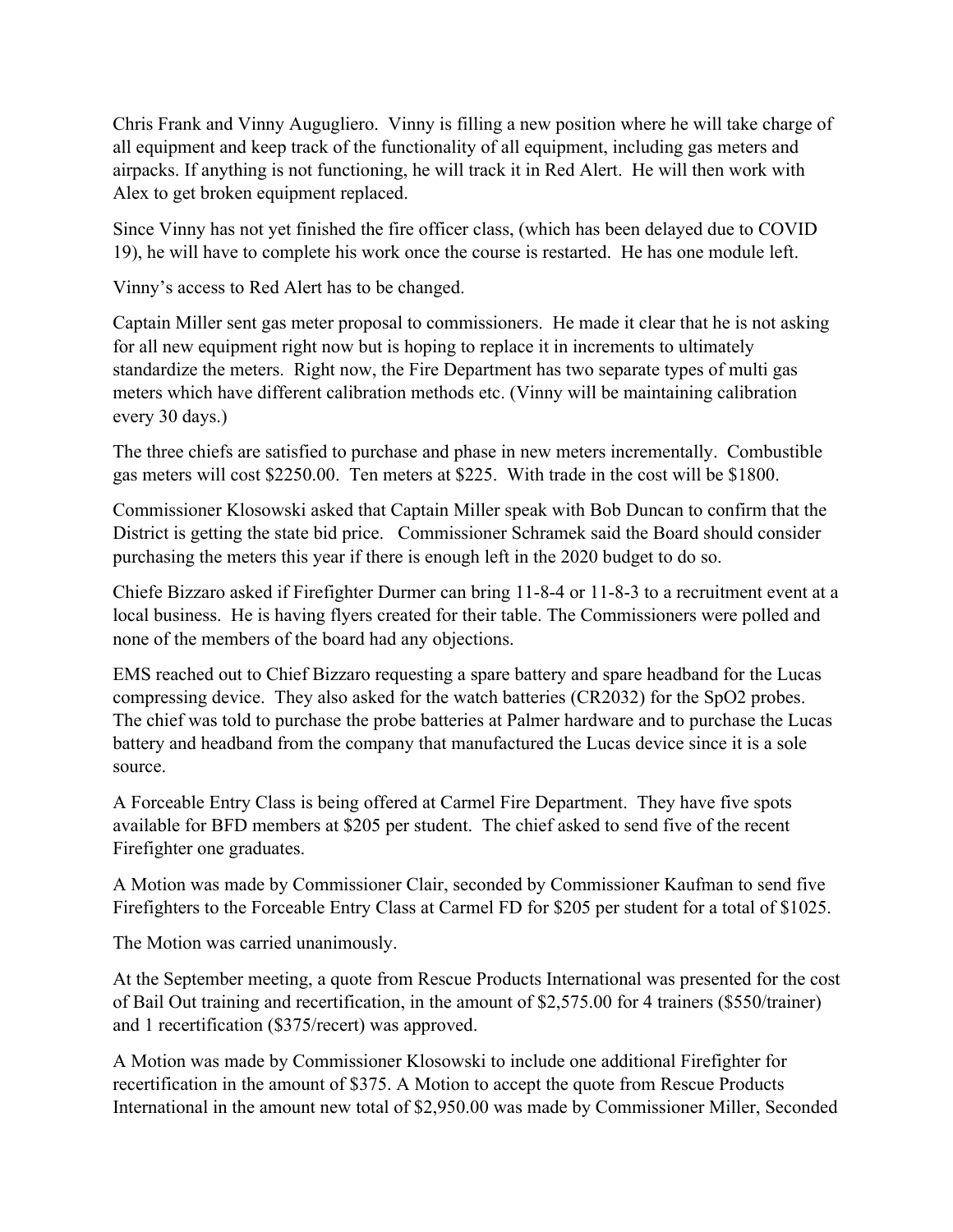Chris Frank and Vinny Augugliero. Vinny is filling a new position where he will take charge of all equipment and keep track of the functionality of all equipment, including gas meters and airpacks. If anything is not functioning, he will track it in Red Alert. He will then work with Alex to get broken equipment replaced.

Since Vinny has not yet finished the fire officer class, (which has been delayed due to COVID 19), he will have to complete his work once the course is restarted. He has one module left.

Vinny's access to Red Alert has to be changed.

Captain Miller sent gas meter proposal to commissioners. He made it clear that he is not asking for all new equipment right now but is hoping to replace it in increments to ultimately standardize the meters. Right now, the Fire Department has two separate types of multi gas meters which have different calibration methods etc. (Vinny will be maintaining calibration every 30 days.)

The three chiefs are satisfied to purchase and phase in new meters incrementally. Combustible gas meters will cost $2250.00. Ten meters at $225. With trade in the cost will be $1800.

Commissioner Klosowski asked that Captain Miller speak with Bob Duncan to confirm that the District is getting the state bid price. Commissioner Schramek said the Board should consider purchasing the meters this year if there is enough left in the 2020 budget to do so.

Chiefe Bizzaro asked if Firefighter Durmer can bring 11-8-4 or 11-8-3 to a recruitment event at a local business. He is having flyers created for their table. The Commissioners were polled and none of the members of the board had any objections.

EMS reached out to Chief Bizzaro requesting a spare battery and spare headband for the Lucas compressing device. They also asked for the watch batteries (CR2032) for the SpO2 probes. The chief was told to purchase the probe batteries at Palmer hardware and to purchase the Lucas battery and headband from the company that manufactured the Lucas device since it is a sole source.

A Forceable Entry Class is being offered at Carmel Fire Department. They have five spots available for BFD members at $205 per student. The chief asked to send five of the recent Firefighter one graduates.

A Motion was made by Commissioner Clair, seconded by Commissioner Kaufman to send five Firefighters to the Forceable Entry Class at Carmel FD for $205 per student for a total of $1025.

The Motion was carried unanimously.

At the September meeting, a quote from Rescue Products International was presented for the cost of Bail Out training and recertification, in the amount of $2,575.00 for 4 trainers ($550/trainer) and 1 recertification ($375/recert) was approved.

A Motion was made by Commissioner Klosowski to include one additional Firefighter for recertification in the amount of $375. A Motion to accept the quote from Rescue Products International in the amount new total of $2,950.00 was made by Commissioner Miller, Seconded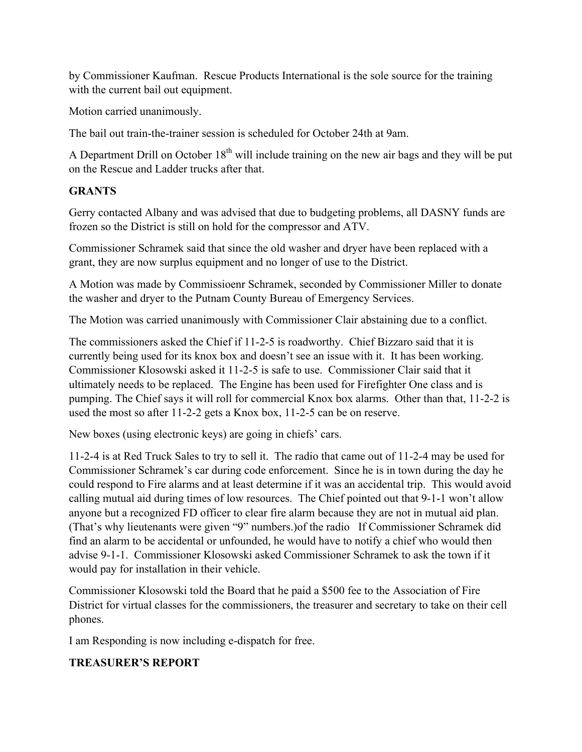by Commissioner Kaufman. Rescue Products International is the sole source for the training with the current bail out equipment.

Motion carried unanimously.

The bail out train-the-trainer session is scheduled for October 24th at 9am.

A Department Drill on October 18th will include training on the new air bags and they will be put on the Rescue and Ladder trucks after that.

**GRANTS**

Gerry contacted Albany and was advised that due to budgeting problems, all DASNY funds are frozen so the District is still on hold for the compressor and ATV.

Commissioner Schramek said that since the old washer and dryer have been replaced with a grant, they are now surplus equipment and no longer of use to the District.

A Motion was made by Commissioenr Schramek, seconded by Commissioner Miller to donate the washer and dryer to the Putnam County Bureau of Emergency Services.

The Motion was carried unanimously with Commissioner Clair abstaining due to a conflict.

The commissioners asked the Chief if 11-2-5 is roadworthy. Chief Bizzaro said that it is currently being used for its knox box and doesn't see an issue with it. It has been working. Commissioner Klosowski asked it 11-2-5 is safe to use. Commissioner Clair said that it ultimately needs to be replaced. The Engine has been used for Firefighter One class and is pumping. The Chief says it will roll for commercial Knox box alarms. Other than that, 11-2-2 is used the most so after 11-2-2 gets a Knox box, 11-2-5 can be on reserve.

New boxes (using electronic keys) are going in chiefs' cars.

11-2-4 is at Red Truck Sales to try to sell it. The radio that came out of 11-2-4 may be used for Commissioner Schramek's car during code enforcement. Since he is in town during the day he could respond to Fire alarms and at least determine if it was an accidental trip. This would avoid calling mutual aid during times of low resources. The Chief pointed out that 9-1-1 won't allow anyone but a recognized FD officer to clear fire alarm because they are not in mutual aid plan. (That's why lieutenants were given "9" numbers.)of the radio If Commissioner Schramek did find an alarm to be accidental or unfounded, he would have to notify a chief who would then advise 9-1-1. Commissioner Klosowski asked Commissioner Schramek to ask the town if it would pay for installation in their vehicle.

Commissioner Klosowski told the Board that he paid a $500 fee to the Association of Fire District for virtual classes for the commissioners, the treasurer and secretary to take on their cell phones.

I am Responding is now including e-dispatch for free.

**TREASURER'S REPORT**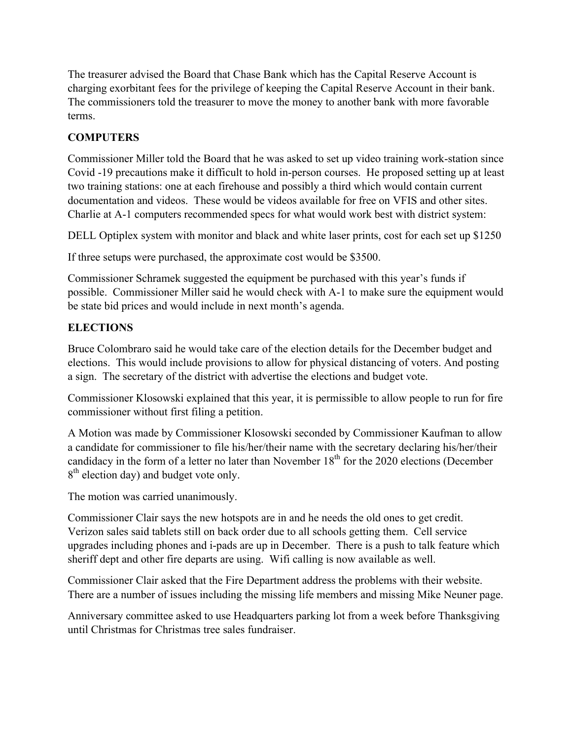The treasurer advised the Board that Chase Bank which has the Capital Reserve Account is charging exorbitant fees for the privilege of keeping the Capital Reserve Account in their bank. The commissioners told the treasurer to move the money to another bank with more favorable terms.

**COMPUTERS**

Commissioner Miller told the Board that he was asked to set up video training work-station since Covid -19 precautions make it difficult to hold in-person courses. He proposed setting up at least two training stations: one at each firehouse and possibly a third which would contain current documentation and videos. These would be videos available for free on VFIS and other sites. Charlie at A-1 computers recommended specs for what would work best with district system:

DELL Optiplex system with monitor and black and white laser prints, cost for each set up $1250

If three setups were purchased, the approximate cost would be $3500.

Commissioner Schramek suggested the equipment be purchased with this year's funds if possible. Commissioner Miller said he would check with A-1 to make sure the equipment would be state bid prices and would include in next month's agenda.

**ELECTIONS**

Bruce Colombraro said he would take care of the election details for the December budget and elections. This would include provisions to allow for physical distancing of voters. And posting a sign. The secretary of the district with advertise the elections and budget vote.

Commissioner Klosowski explained that this year, it is permissible to allow people to run for fire commissioner without first filing a petition.

A Motion was made by Commissioner Klosowski seconded by Commissioner Kaufman to allow a candidate for commissioner to file his/her/their name with the secretary declaring his/her/their candidacy in the form of a letter no later than November 18th for the 2020 elections (December 8th election day) and budget vote only.

The motion was carried unanimously.

Commissioner Clair says the new hotspots are in and he needs the old ones to get credit. Verizon sales said tablets still on back order due to all schools getting them. Cell service upgrades including phones and i-pads are up in December. There is a push to talk feature which sheriff dept and other fire departs are using. Wifi calling is now available as well.

Commissioner Clair asked that the Fire Department address the problems with their website. There are a number of issues including the missing life members and missing Mike Neuner page.

Anniversary committee asked to use Headquarters parking lot from a week before Thanksgiving until Christmas for Christmas tree sales fundraiser.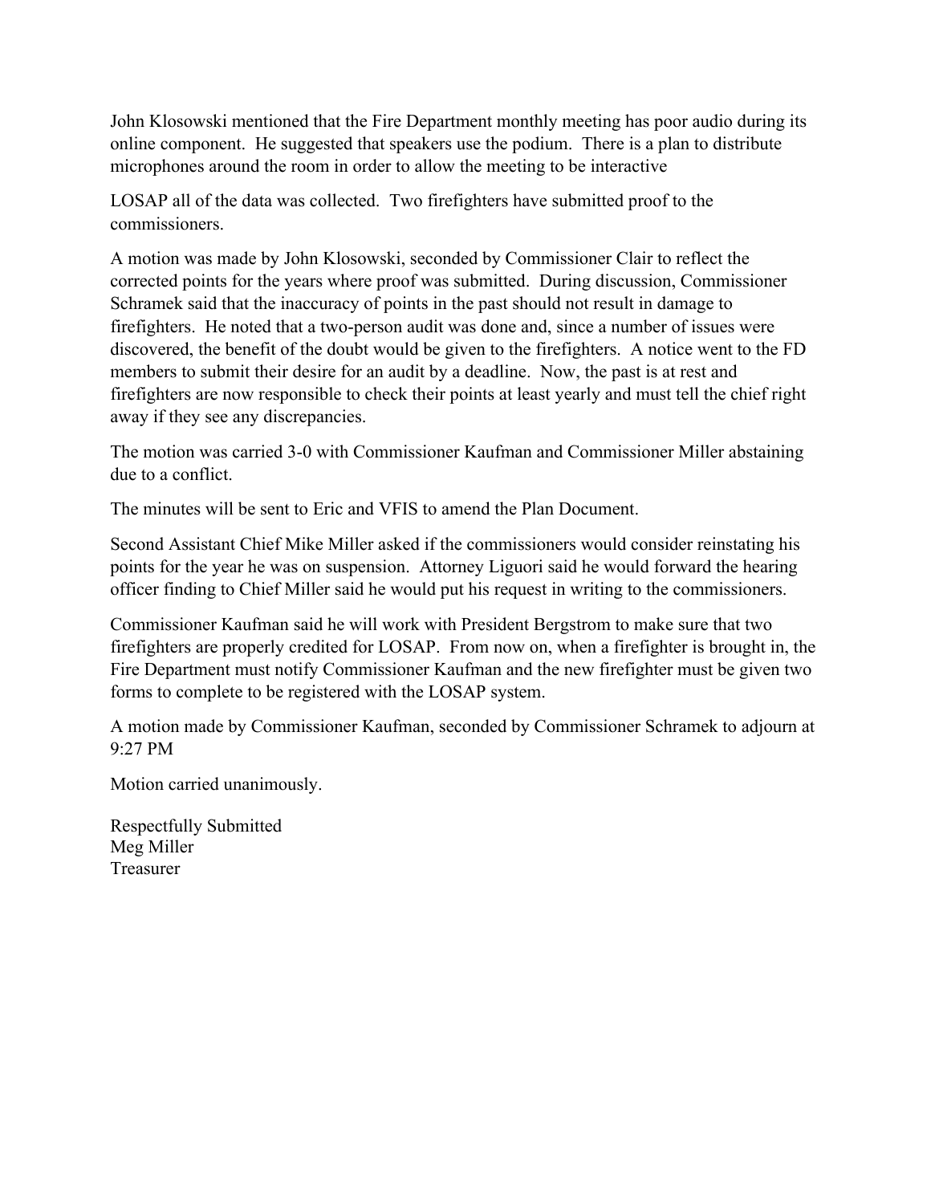John Klosowski mentioned that the Fire Department monthly meeting has poor audio during its online component. He suggested that speakers use the podium. There is a plan to distribute microphones around the room in order to allow the meeting to be interactive

LOSAP all of the data was collected. Two firefighters have submitted proof to the commissioners.

A motion was made by John Klosowski, seconded by Commissioner Clair to reflect the corrected points for the years where proof was submitted. During discussion, Commissioner Schramek said that the inaccuracy of points in the past should not result in damage to firefighters. He noted that a two-person audit was done and, since a number of issues were discovered, the benefit of the doubt would be given to the firefighters. A notice went to the FD members to submit their desire for an audit by a deadline. Now, the past is at rest and firefighters are now responsible to check their points at least yearly and must tell the chief right away if they see any discrepancies.

The motion was carried 3-0 with Commissioner Kaufman and Commissioner Miller abstaining due to a conflict.

The minutes will be sent to Eric and VFIS to amend the Plan Document.

Second Assistant Chief Mike Miller asked if the commissioners would consider reinstating his points for the year he was on suspension. Attorney Liguori said he would forward the hearing officer finding to Chief Miller said he would put his request in writing to the commissioners.

Commissioner Kaufman said he will work with President Bergstrom to make sure that two firefighters are properly credited for LOSAP. From now on, when a firefighter is brought in, the Fire Department must notify Commissioner Kaufman and the new firefighter must be given two forms to complete to be registered with the LOSAP system.

A motion made by Commissioner Kaufman, seconded by Commissioner Schramek to adjourn at 9:27 PM

Motion carried unanimously.

Respectfully Submitted
Meg Miller
Treasurer